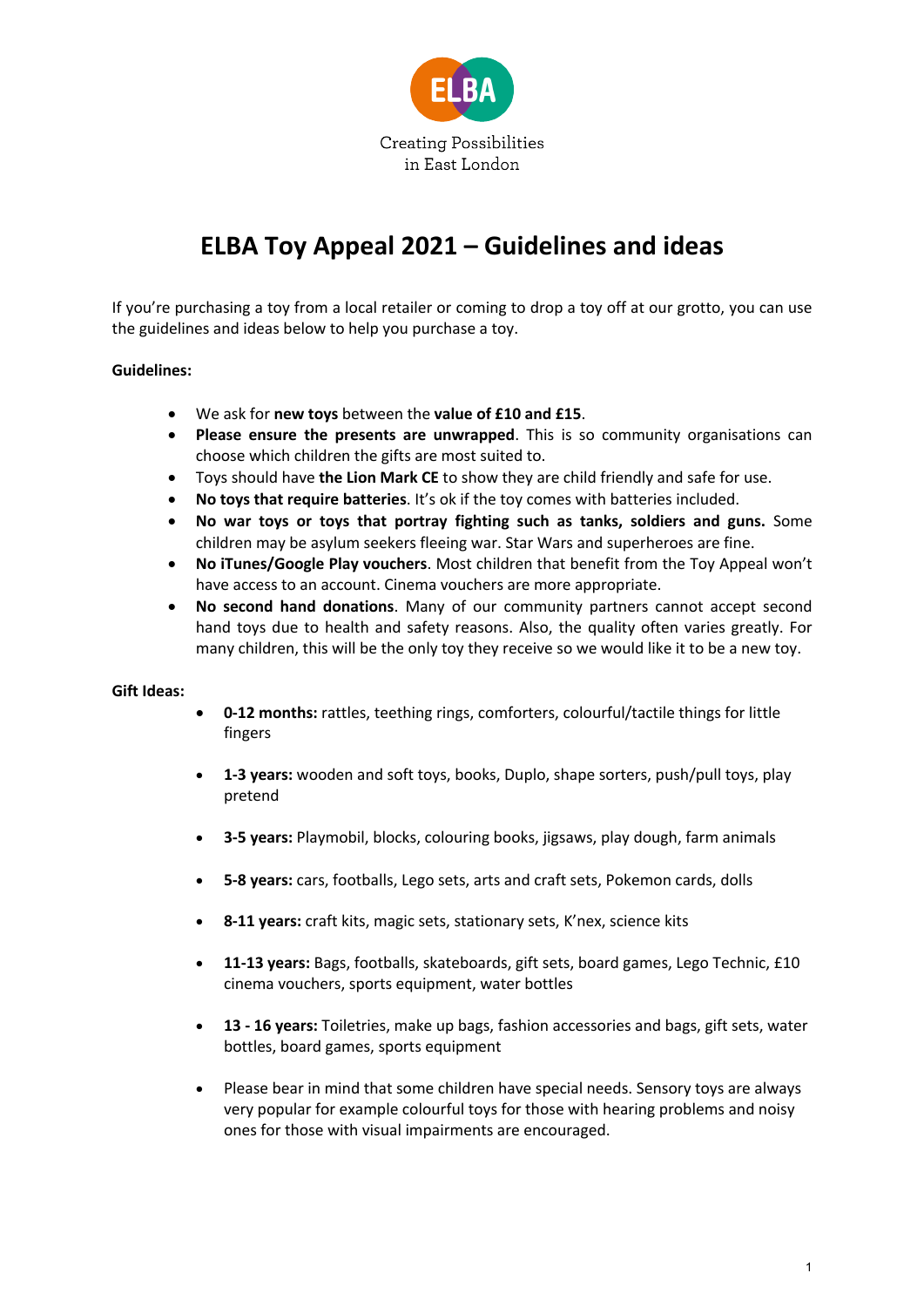ELBA

Creating Possibilities
in East London

# ELBA Toy Appeal 2021 – Guidelines and ideas

If you're purchasing a toy from a local retailer or coming to drop a toy off at our grotto, you can use the guidelines and ideas below to help you purchase a toy.

**Guidelines:**

- We ask for **new toys** between the **value of £10 and £15**.
- **Please ensure the presents are unwrapped**. This is so community organisations can choose which children the gifts are most suited to.
- Toys should have **the Lion Mark CE** to show they are child friendly and safe for use.
- **No toys that require batteries**. It's ok if the toy comes with batteries included.
- **No war toys or toys that portray fighting such as tanks, soldiers and guns.** Some children may be asylum seekers fleeing war. Star Wars and superheroes are fine.
- **No iTunes/Google Play vouchers**. Most children that benefit from the Toy Appeal won't have access to an account. Cinema vouchers are more appropriate.
- **No second hand donations**. Many of our community partners cannot accept second hand toys due to health and safety reasons. Also, the quality often varies greatly. For many children, this will be the only toy they receive so we would like it to be a new toy.

**Gift Ideas:**

- **0-12 months:** rattles, teething rings, comforters, colourful/tactile things for little fingers
- **1-3 years:** wooden and soft toys, books, Duplo, shape sorters, push/pull toys, play pretend
- **3-5 years:** Playmobil, blocks, colouring books, jigsaws, play dough, farm animals
- **5-8 years:** cars, footballs, Lego sets, arts and craft sets, Pokemon cards, dolls
- **8-11 years:** craft kits, magic sets, stationary sets, K'nex, science kits
- **11-13 years:** Bags, footballs, skateboards, gift sets, board games, Lego Technic, £10 cinema vouchers, sports equipment, water bottles
- **13 - 16 years:** Toiletries, make up bags, fashion accessories and bags, gift sets, water bottles, board games, sports equipment
- Please bear in mind that some children have special needs. Sensory toys are always very popular for example colourful toys for those with hearing problems and noisy ones for those with visual impairments are encouraged.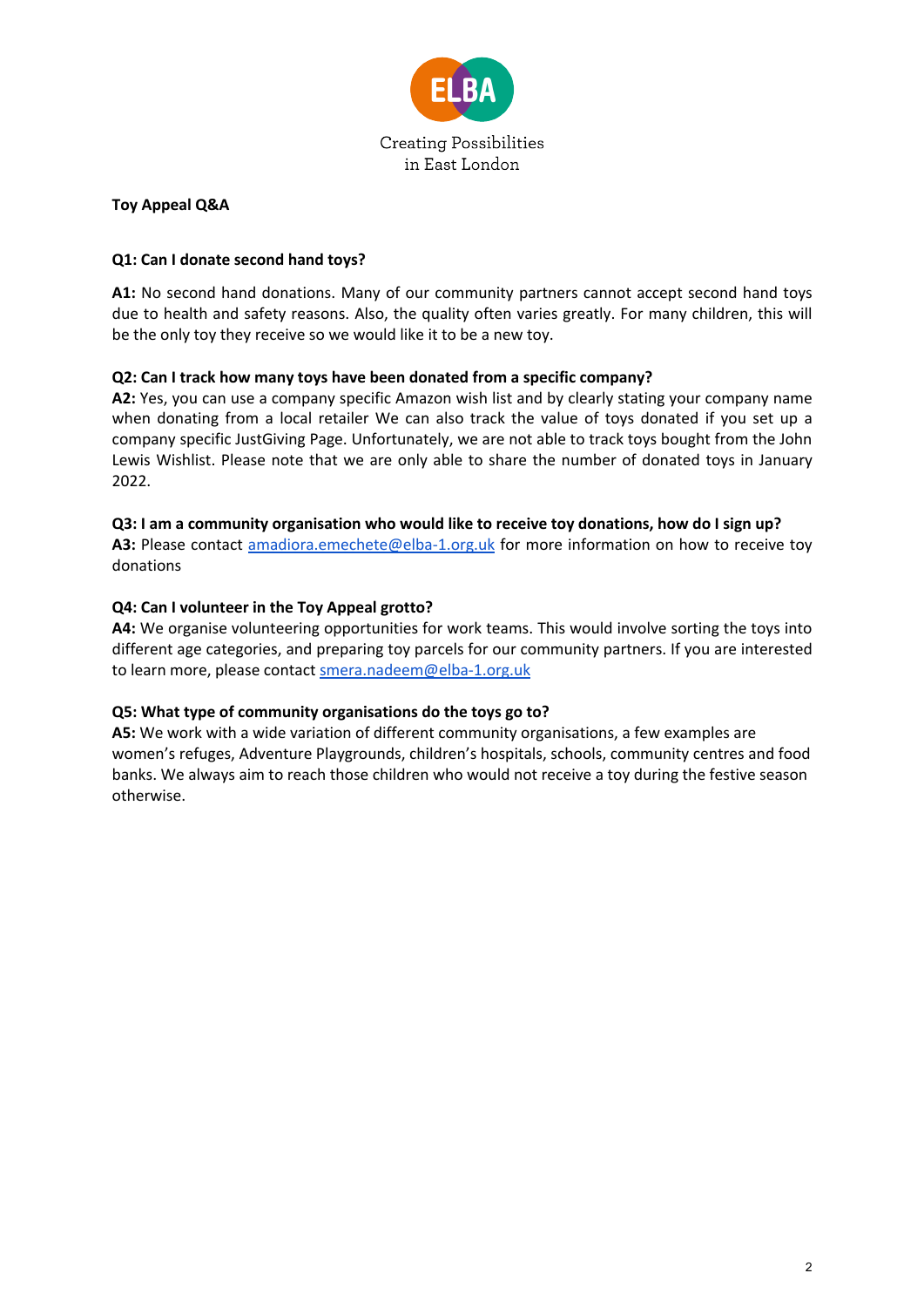Creating Possibilities
in East London

**Toy Appeal Q&A**

**Q1: Can I donate second hand toys?**

**A1:** No second hand donations. Many of our community partners cannot accept second hand toys due to health and safety reasons. Also, the quality often varies greatly. For many children, this will be the only toy they receive so we would like it to be a new toy.

**Q2: Can I track how many toys have been donated from a specific company?**

**A2:** Yes, you can use a company specific Amazon wish list and by clearly stating your company name when donating from a local retailer We can also track the value of toys donated if you set up a company specific JustGiving Page. Unfortunately, we are not able to track toys bought from the John Lewis Wishlist. Please note that we are only able to share the number of donated toys in January 2022.

**Q3: I am a community organisation who would like to receive toy donations, how do I sign up?**

**A3:** Please contact amadiora.emechete@elba-1.org.uk for more information on how to receive toy donations

**Q4: Can I volunteer in the Toy Appeal grotto?**

**A4:** We organise volunteering opportunities for work teams. This would involve sorting the toys into different age categories, and preparing toy parcels for our community partners. If you are interested to learn more, please contact smera.nadeem@elba-1.org.uk

**Q5: What type of community organisations do the toys go to?**

**A5:** We work with a wide variation of different community organisations, a few examples are women's refuges, Adventure Playgrounds, children's hospitals, schools, community centres and food banks. We always aim to reach those children who would not receive a toy during the festive season otherwise.